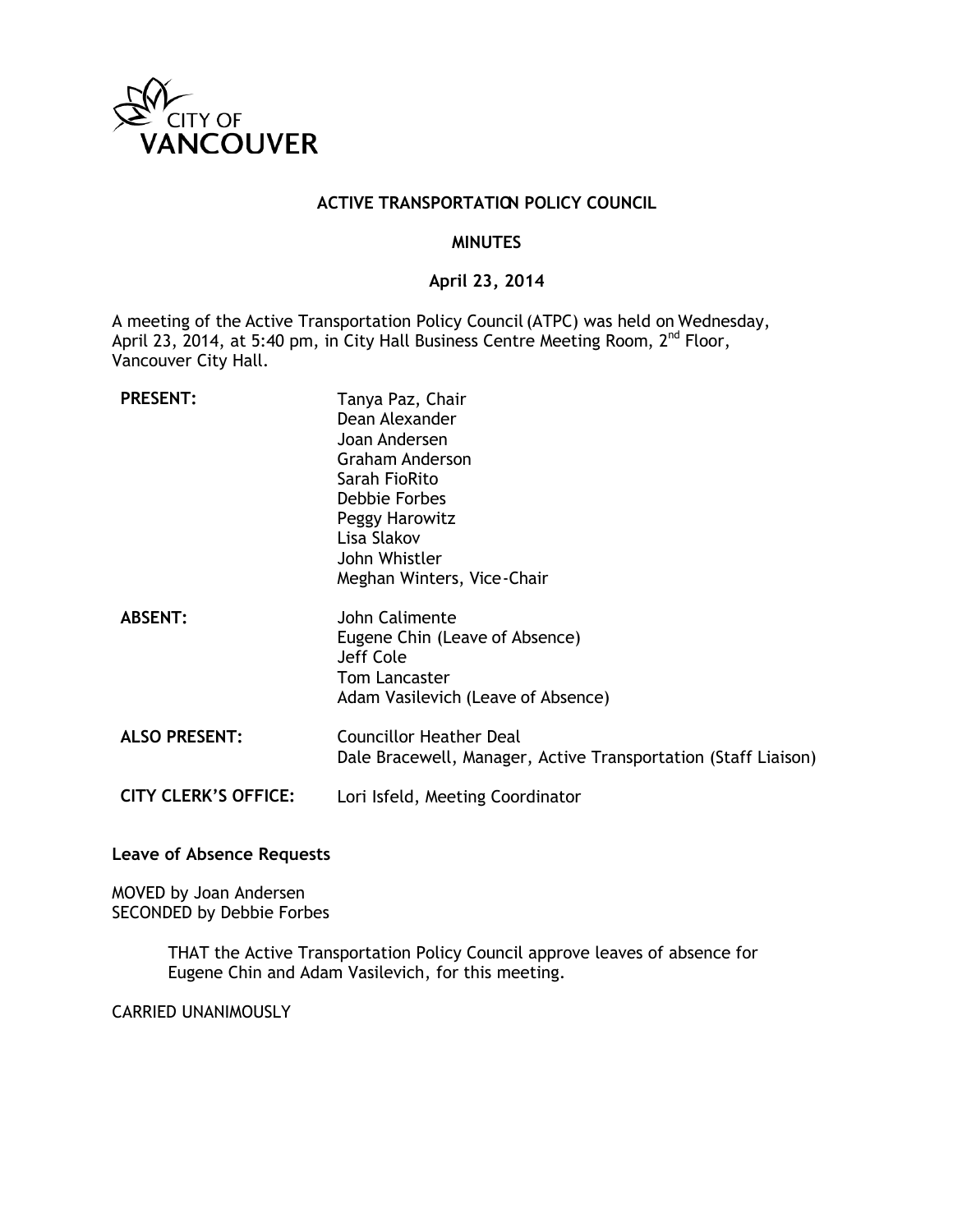CITY OF VANCOUVER

# ACTIVE TRANSPORTATION POLICY COUNCIL

## MINUTES

### April 23, 2014

A meeting of the Active Transportation Policy Council (ATPC) was held on Wednesday, April 23, 2014, at 5:40 pm, in City Hall Business Centre Meeting Room, 2nd Floor, Vancouver City Hall.

| | |
|---|---|
| **PRESENT:** | Tanya Paz, Chair<br>Dean Alexander<br>Joan Andersen<br>Graham Anderson<br>Sarah FioRito<br>Debbie Forbes<br>Peggy Harowitz<br>Lisa Slakov<br>John Whistler<br>Meghan Winters, Vice-Chair |
| **ABSENT:** | John Calimente<br>Eugene Chin (Leave of Absence)<br>Jeff Cole<br>Tom Lancaster<br>Adam Vasilevich (Leave of Absence) |
| **ALSO PRESENT:** | Councillor Heather Deal<br>Dale Bracewell, Manager, Active Transportation (Staff Liaison) |
| **CITY CLERK'S OFFICE:** | Lori Isfeld, Meeting Coordinator |

**Leave of Absence Requests**

MOVED by Joan Andersen
SECONDED by Debbie Forbes

> THAT the Active Transportation Policy Council approve leaves of absence for Eugene Chin and Adam Vasilevich, for this meeting.

CARRIED UNANIMOUSLY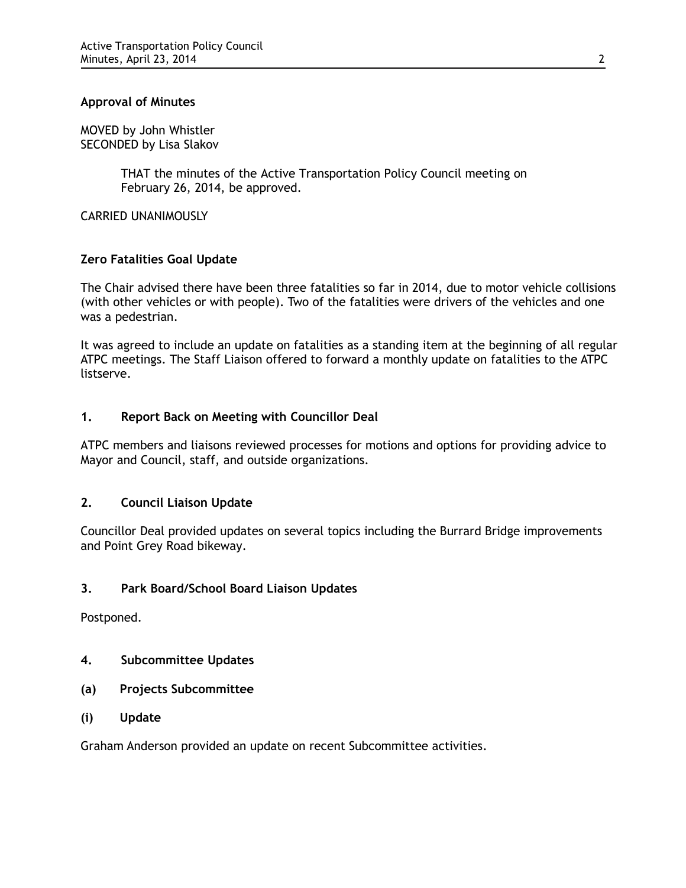**Approval of Minutes**

MOVED by John Whistler
SECONDED by Lisa Slakov

> THAT the minutes of the Active Transportation Policy Council meeting on February 26, 2014, be approved.

CARRIED UNANIMOUSLY

**Zero Fatalities Goal Update**

The Chair advised there have been three fatalities so far in 2014, due to motor vehicle collisions (with other vehicles or with people). Two of the fatalities were drivers of the vehicles and one was a pedestrian.

It was agreed to include an update on fatalities as a standing item at the beginning of all regular ATPC meetings. The Staff Liaison offered to forward a monthly update on fatalities to the ATPC listserve.

**1. Report Back on Meeting with Councillor Deal**

ATPC members and liaisons reviewed processes for motions and options for providing advice to Mayor and Council, staff, and outside organizations.

**2. Council Liaison Update**

Councillor Deal provided updates on several topics including the Burrard Bridge improvements and Point Grey Road bikeway.

**3. Park Board/School Board Liaison Updates**

Postponed.

**4. Subcommittee Updates**

**(a) Projects Subcommittee**

**(i) Update**

Graham Anderson provided an update on recent Subcommittee activities.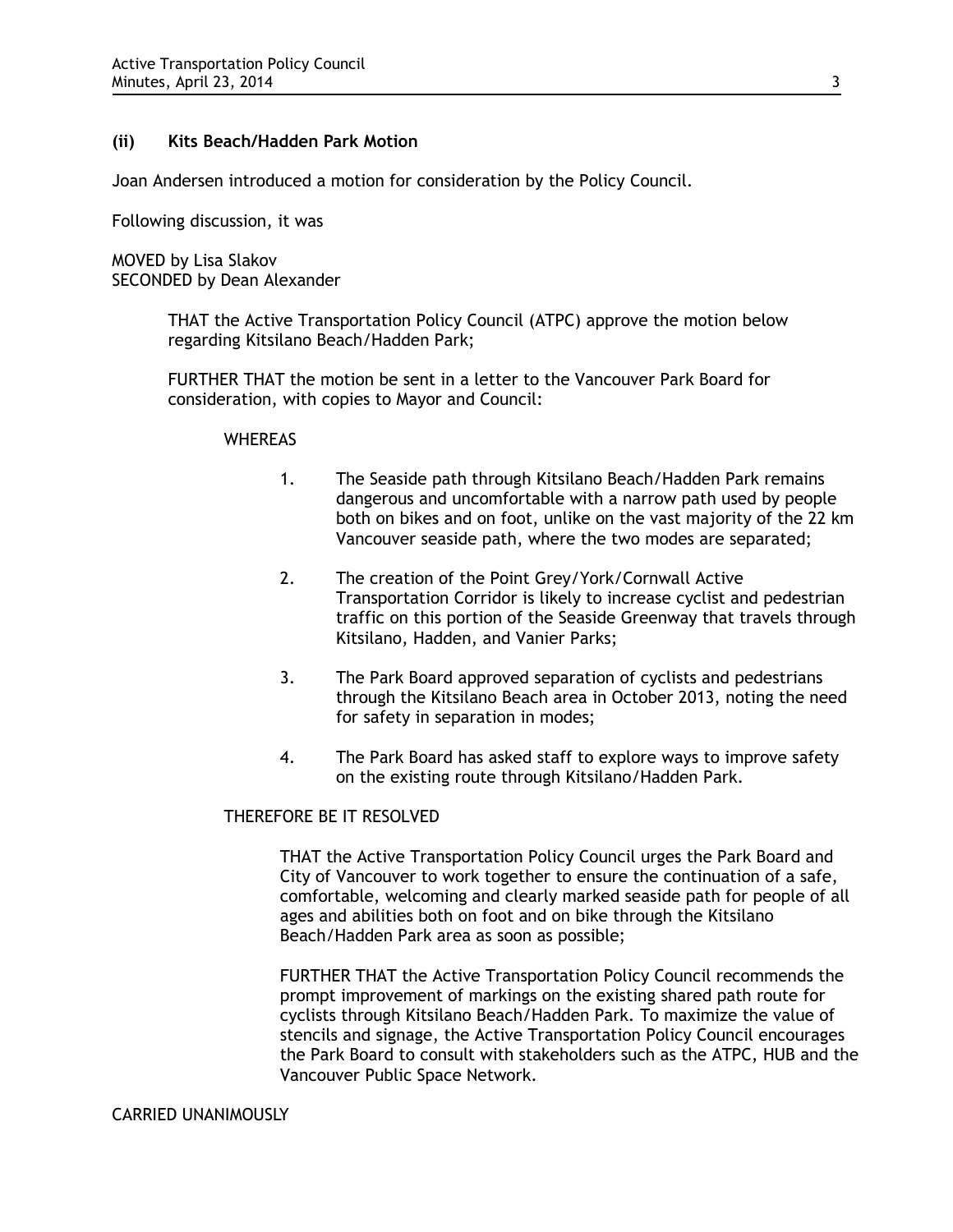### (ii) Kits Beach/Hadden Park Motion

Joan Andersen introduced a motion for consideration by the Policy Council.

Following discussion, it was

MOVED by Lisa Slakov
SECONDED by Dean Alexander

> THAT the Active Transportation Policy Council (ATPC) approve the motion below regarding Kitsilano Beach/Hadden Park;
>
> FURTHER THAT the motion be sent in a letter to the Vancouver Park Board for consideration, with copies to Mayor and Council:
>
> WHEREAS
>
> 1. The Seaside path through Kitsilano Beach/Hadden Park remains dangerous and uncomfortable with a narrow path used by people both on bikes and on foot, unlike on the vast majority of the 22 km Vancouver seaside path, where the two modes are separated;
> 2. The creation of the Point Grey/York/Cornwall Active Transportation Corridor is likely to increase cyclist and pedestrian traffic on this portion of the Seaside Greenway that travels through Kitsilano, Hadden, and Vanier Parks;
> 3. The Park Board approved separation of cyclists and pedestrians through the Kitsilano Beach area in October 2013, noting the need for safety in separation in modes;
> 4. The Park Board has asked staff to explore ways to improve safety on the existing route through Kitsilano/Hadden Park.
>
> THEREFORE BE IT RESOLVED
>
> THAT the Active Transportation Policy Council urges the Park Board and City of Vancouver to work together to ensure the continuation of a safe, comfortable, welcoming and clearly marked seaside path for people of all ages and abilities both on foot and on bike through the Kitsilano Beach/Hadden Park area as soon as possible;
>
> FURTHER THAT the Active Transportation Policy Council recommends the prompt improvement of markings on the existing shared path route for cyclists through Kitsilano Beach/Hadden Park. To maximize the value of stencils and signage, the Active Transportation Policy Council encourages the Park Board to consult with stakeholders such as the ATPC, HUB and the Vancouver Public Space Network.

CARRIED UNANIMOUSLY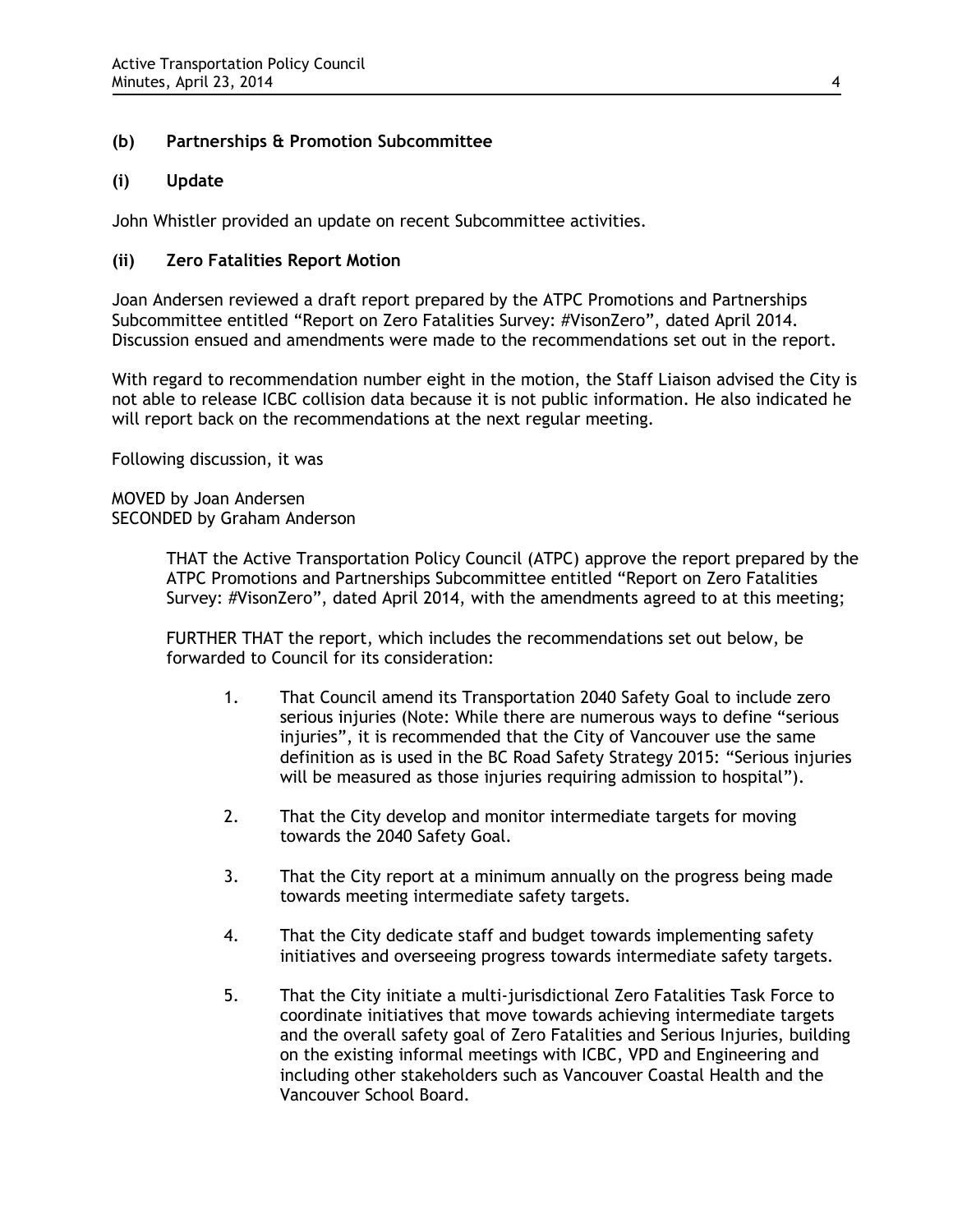### (b) Partnerships & Promotion Subcommittee

#### (i) Update

John Whistler provided an update on recent Subcommittee activities.

#### (ii) Zero Fatalities Report Motion

Joan Andersen reviewed a draft report prepared by the ATPC Promotions and Partnerships Subcommittee entitled "Report on Zero Fatalities Survey: #VisonZero", dated April 2014. Discussion ensued and amendments were made to the recommendations set out in the report.

With regard to recommendation number eight in the motion, the Staff Liaison advised the City is not able to release ICBC collision data because it is not public information. He also indicated he will report back on the recommendations at the next regular meeting.

Following discussion, it was

MOVED by Joan Andersen
SECONDED by Graham Anderson

> THAT the Active Transportation Policy Council (ATPC) approve the report prepared by the ATPC Promotions and Partnerships Subcommittee entitled "Report on Zero Fatalities Survey: #VisonZero", dated April 2014, with the amendments agreed to at this meeting;
>
> FURTHER THAT the report, which includes the recommendations set out below, be forwarded to Council for its consideration:
>
> 1. That Council amend its Transportation 2040 Safety Goal to include zero serious injuries (Note: While there are numerous ways to define "serious injuries", it is recommended that the City of Vancouver use the same definition as is used in the BC Road Safety Strategy 2015: "Serious injuries will be measured as those injuries requiring admission to hospital").
>
> 2. That the City develop and monitor intermediate targets for moving towards the 2040 Safety Goal.
>
> 3. That the City report at a minimum annually on the progress being made towards meeting intermediate safety targets.
>
> 4. That the City dedicate staff and budget towards implementing safety initiatives and overseeing progress towards intermediate safety targets.
>
> 5. That the City initiate a multi-jurisdictional Zero Fatalities Task Force to coordinate initiatives that move towards achieving intermediate targets and the overall safety goal of Zero Fatalities and Serious Injuries, building on the existing informal meetings with ICBC, VPD and Engineering and including other stakeholders such as Vancouver Coastal Health and the Vancouver School Board.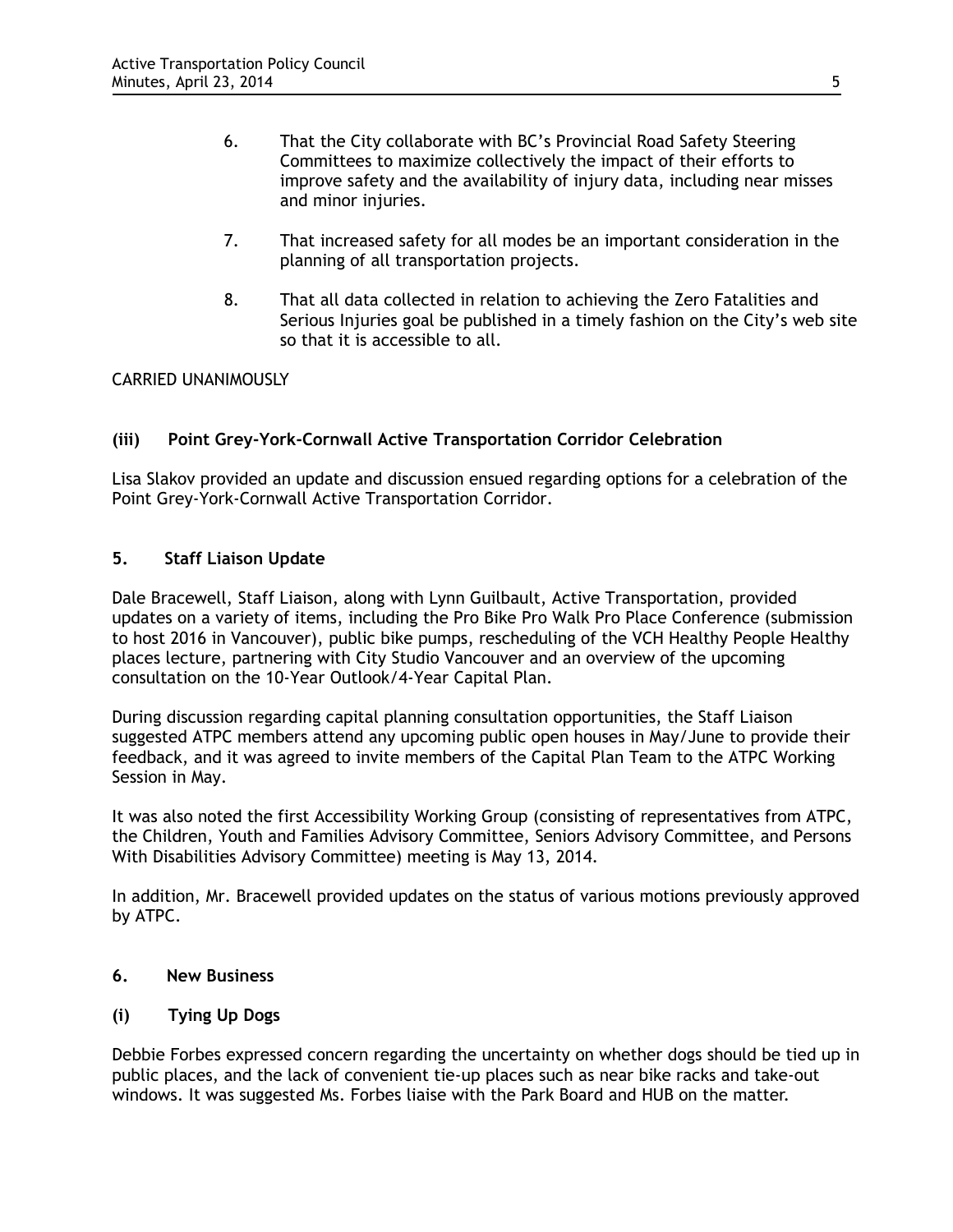6. That the City collaborate with BC's Provincial Road Safety Steering Committees to maximize collectively the impact of their efforts to improve safety and the availability of injury data, including near misses and minor injuries.

7. That increased safety for all modes be an important consideration in the planning of all transportation projects.

8. That all data collected in relation to achieving the Zero Fatalities and Serious Injuries goal be published in a timely fashion on the City's web site so that it is accessible to all.

CARRIED UNANIMOUSLY

**(iii) Point Grey-York-Cornwall Active Transportation Corridor Celebration**

Lisa Slakov provided an update and discussion ensued regarding options for a celebration of the Point Grey-York-Cornwall Active Transportation Corridor.

## 5. Staff Liaison Update

Dale Bracewell, Staff Liaison, along with Lynn Guilbault, Active Transportation, provided updates on a variety of items, including the Pro Bike Pro Walk Pro Place Conference (submission to host 2016 in Vancouver), public bike pumps, rescheduling of the VCH Healthy People Healthy places lecture, partnering with City Studio Vancouver and an overview of the upcoming consultation on the 10-Year Outlook/4-Year Capital Plan.

During discussion regarding capital planning consultation opportunities, the Staff Liaison suggested ATPC members attend any upcoming public open houses in May/June to provide their feedback, and it was agreed to invite members of the Capital Plan Team to the ATPC Working Session in May.

It was also noted the first Accessibility Working Group (consisting of representatives from ATPC, the Children, Youth and Families Advisory Committee, Seniors Advisory Committee, and Persons With Disabilities Advisory Committee) meeting is May 13, 2014.

In addition, Mr. Bracewell provided updates on the status of various motions previously approved by ATPC.

## 6. New Business

**(i) Tying Up Dogs**

Debbie Forbes expressed concern regarding the uncertainty on whether dogs should be tied up in public places, and the lack of convenient tie-up places such as near bike racks and take-out windows. It was suggested Ms. Forbes liaise with the Park Board and HUB on the matter.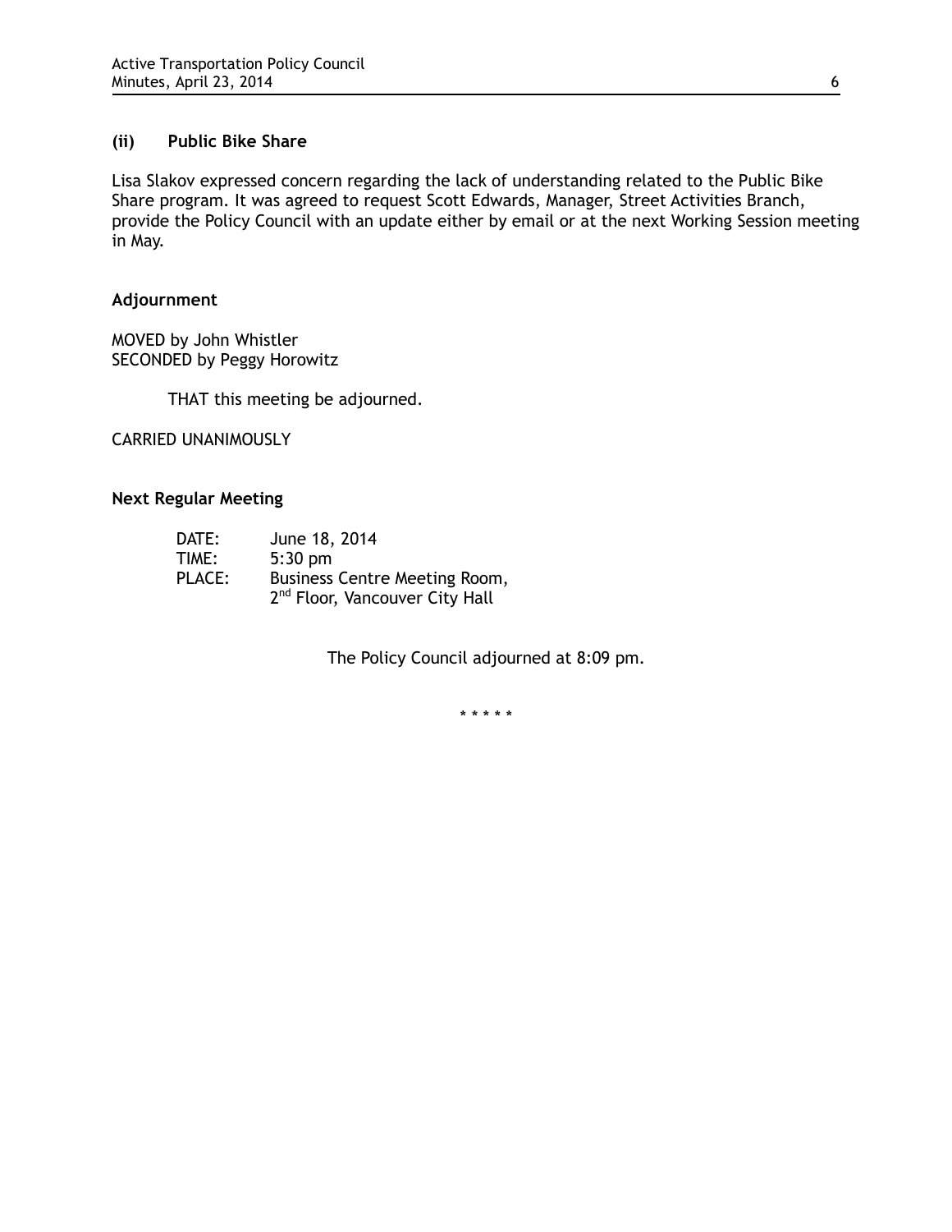### (ii) Public Bike Share

Lisa Slakov expressed concern regarding the lack of understanding related to the Public Bike Share program. It was agreed to request Scott Edwards, Manager, Street Activities Branch, provide the Policy Council with an update either by email or at the next Working Session meeting in May.

**Adjournment**

MOVED by John Whistler
SECONDED by Peggy Horowitz

> THAT this meeting be adjourned.

CARRIED UNANIMOUSLY

**Next Regular Meeting**

| | |
|---|---|
| DATE: | June 18, 2014 |
| TIME: | 5:30 pm |
| PLACE: | Business Centre Meeting Room, 2nd Floor, Vancouver City Hall |

The Policy Council adjourned at 8:09 pm.

* * * * *